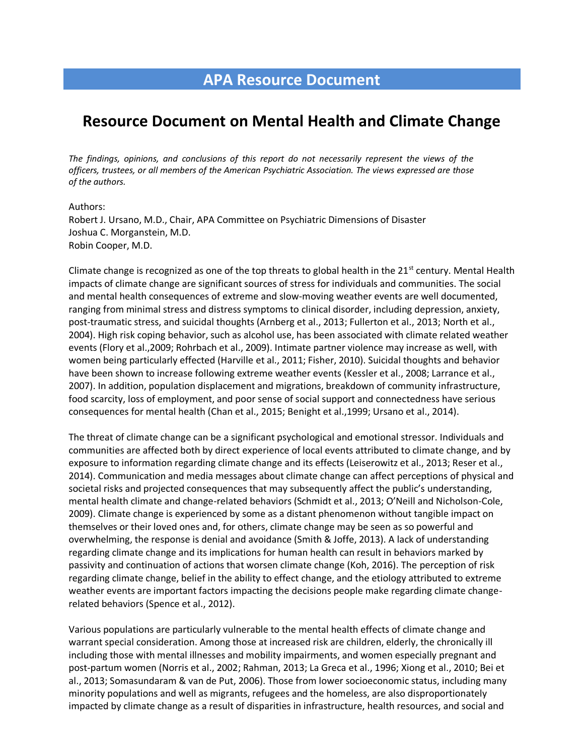# APA Resource Document

## Resource Document on Mental Health and Climate Change

*The findings, opinions, and conclusions of this report do not necessarily represent the views of the officers, trustees, or all members of the American Psychiatric Association. The views expressed are those of the authors.*

Authors:
Robert J. Ursano, M.D., Chair, APA Committee on Psychiatric Dimensions of Disaster
Joshua C. Morganstein, M.D.
Robin Cooper, M.D.

Climate change is recognized as one of the top threats to global health in the 21st century. Mental Health impacts of climate change are significant sources of stress for individuals and communities. The social and mental health consequences of extreme and slow-moving weather events are well documented, ranging from minimal stress and distress symptoms to clinical disorder, including depression, anxiety, post-traumatic stress, and suicidal thoughts (Arnberg et al., 2013; Fullerton et al., 2013; North et al., 2004). High risk coping behavior, such as alcohol use, has been associated with climate related weather events (Flory et al.,2009; Rohrbach et al., 2009). Intimate partner violence may increase as well, with women being particularly effected (Harville et al., 2011; Fisher, 2010). Suicidal thoughts and behavior have been shown to increase following extreme weather events (Kessler et al., 2008; Larrance et al., 2007). In addition, population displacement and migrations, breakdown of community infrastructure, food scarcity, loss of employment, and poor sense of social support and connectedness have serious consequences for mental health (Chan et al., 2015; Benight et al.,1999; Ursano et al., 2014).

The threat of climate change can be a significant psychological and emotional stressor. Individuals and communities are affected both by direct experience of local events attributed to climate change, and by exposure to information regarding climate change and its effects (Leiserowitz et al., 2013; Reser et al., 2014). Communication and media messages about climate change can affect perceptions of physical and societal risks and projected consequences that may subsequently affect the public's understanding, mental health climate and change-related behaviors (Schmidt et al., 2013; O'Neill and Nicholson-Cole, 2009). Climate change is experienced by some as a distant phenomenon without tangible impact on themselves or their loved ones and, for others, climate change may be seen as so powerful and overwhelming, the response is denial and avoidance (Smith & Joffe, 2013). A lack of understanding regarding climate change and its implications for human health can result in behaviors marked by passivity and continuation of actions that worsen climate change (Koh, 2016). The perception of risk regarding climate change, belief in the ability to effect change, and the etiology attributed to extreme weather events are important factors impacting the decisions people make regarding climate change-related behaviors (Spence et al., 2012).

Various populations are particularly vulnerable to the mental health effects of climate change and warrant special consideration. Among those at increased risk are children, elderly, the chronically ill including those with mental illnesses and mobility impairments, and women especially pregnant and post-partum women (Norris et al., 2002; Rahman, 2013; La Greca et al., 1996; Xiong et al., 2010; Bei et al., 2013; Somasundaram & van de Put, 2006). Those from lower socioeconomic status, including many minority populations and well as migrants, refugees and the homeless, are also disproportionately impacted by climate change as a result of disparities in infrastructure, health resources, and social and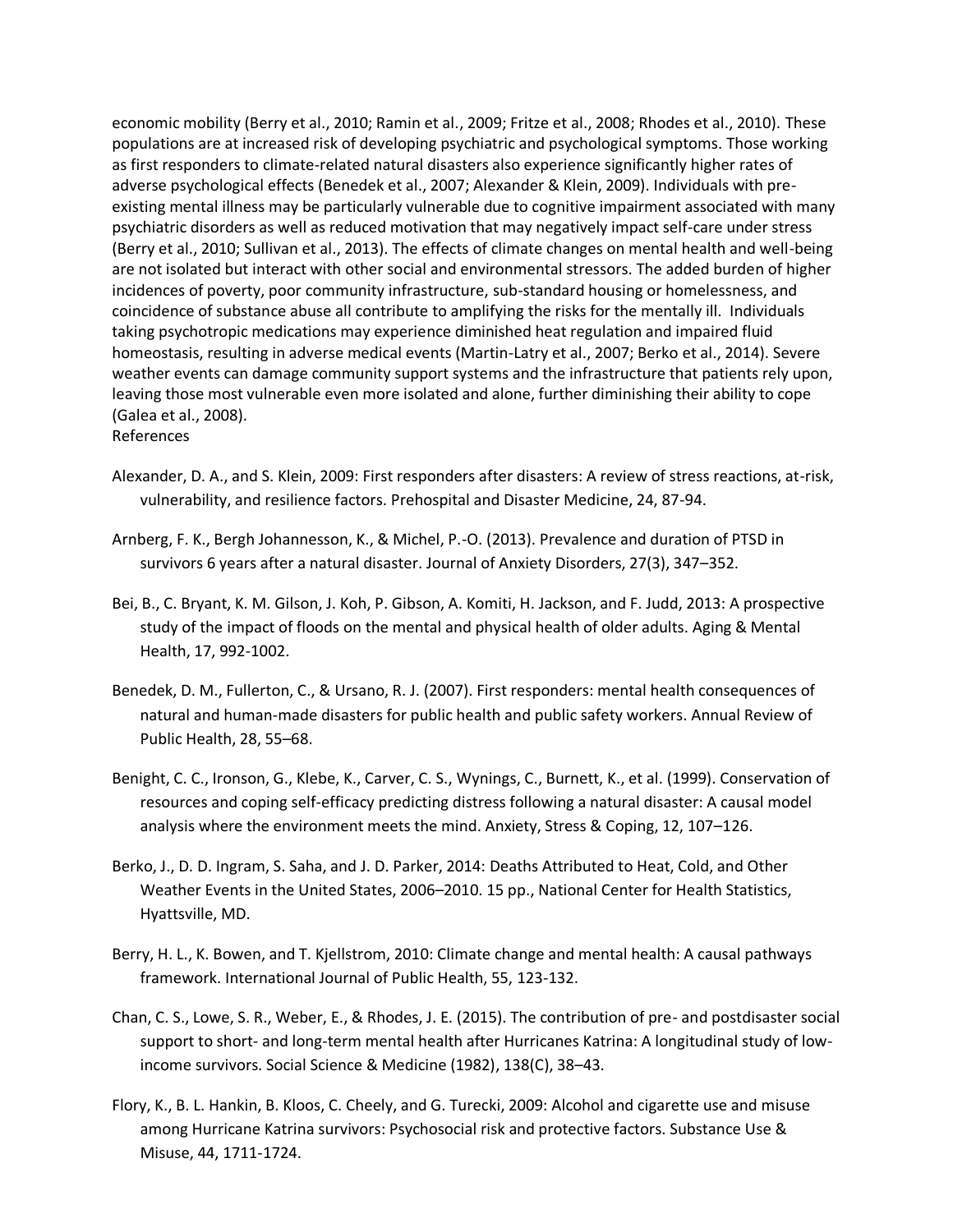economic mobility (Berry et al., 2010; Ramin et al., 2009; Fritze et al., 2008; Rhodes et al., 2010). These populations are at increased risk of developing psychiatric and psychological symptoms. Those working as first responders to climate-related natural disasters also experience significantly higher rates of adverse psychological effects (Benedek et al., 2007; Alexander & Klein, 2009). Individuals with pre-existing mental illness may be particularly vulnerable due to cognitive impairment associated with many psychiatric disorders as well as reduced motivation that may negatively impact self-care under stress (Berry et al., 2010; Sullivan et al., 2013). The effects of climate changes on mental health and well-being are not isolated but interact with other social and environmental stressors. The added burden of higher incidences of poverty, poor community infrastructure, sub-standard housing or homelessness, and coincidence of substance abuse all contribute to amplifying the risks for the mentally ill. Individuals taking psychotropic medications may experience diminished heat regulation and impaired fluid homeostasis, resulting in adverse medical events (Martin-Latry et al., 2007; Berko et al., 2014). Severe weather events can damage community support systems and the infrastructure that patients rely upon, leaving those most vulnerable even more isolated and alone, further diminishing their ability to cope (Galea et al., 2008).

References

Alexander, D. A., and S. Klein, 2009: First responders after disasters: A review of stress reactions, at-risk, vulnerability, and resilience factors. Prehospital and Disaster Medicine, 24, 87-94.

Arnberg, F. K., Bergh Johannesson, K., & Michel, P.-O. (2013). Prevalence and duration of PTSD in survivors 6 years after a natural disaster. Journal of Anxiety Disorders, 27(3), 347–352.

Bei, B., C. Bryant, K. M. Gilson, J. Koh, P. Gibson, A. Komiti, H. Jackson, and F. Judd, 2013: A prospective study of the impact of floods on the mental and physical health of older adults. Aging & Mental Health, 17, 992-1002.

Benedek, D. M., Fullerton, C., & Ursano, R. J. (2007). First responders: mental health consequences of natural and human-made disasters for public health and public safety workers. Annual Review of Public Health, 28, 55–68.

Benight, C. C., Ironson, G., Klebe, K., Carver, C. S., Wynings, C., Burnett, K., et al. (1999). Conservation of resources and coping self-efficacy predicting distress following a natural disaster: A causal model analysis where the environment meets the mind. Anxiety, Stress & Coping, 12, 107–126.

Berko, J., D. D. Ingram, S. Saha, and J. D. Parker, 2014: Deaths Attributed to Heat, Cold, and Other Weather Events in the United States, 2006–2010. 15 pp., National Center for Health Statistics, Hyattsville, MD.

Berry, H. L., K. Bowen, and T. Kjellstrom, 2010: Climate change and mental health: A causal pathways framework. International Journal of Public Health, 55, 123-132.

Chan, C. S., Lowe, S. R., Weber, E., & Rhodes, J. E. (2015). The contribution of pre- and postdisaster social support to short- and long-term mental health after Hurricanes Katrina: A longitudinal study of low-income survivors. Social Science & Medicine (1982), 138(C), 38–43.

Flory, K., B. L. Hankin, B. Kloos, C. Cheely, and G. Turecki, 2009: Alcohol and cigarette use and misuse among Hurricane Katrina survivors: Psychosocial risk and protective factors. Substance Use & Misuse, 44, 1711-1724.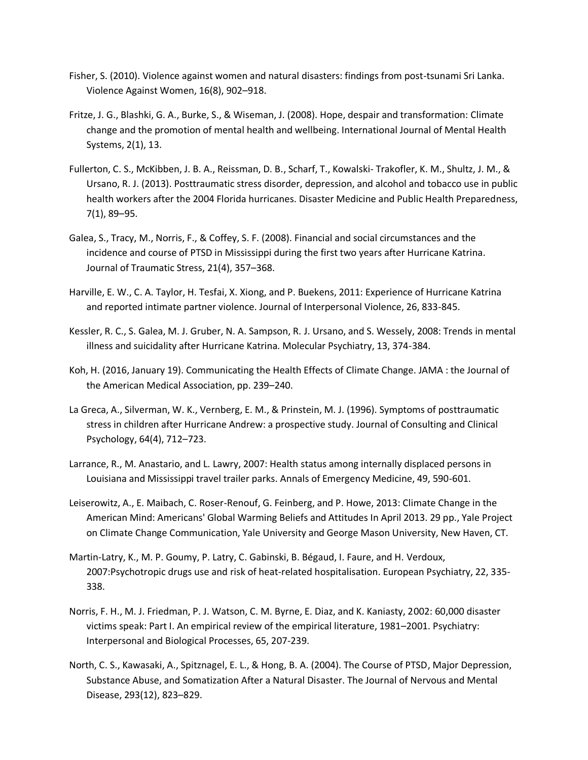Fisher, S. (2010). Violence against women and natural disasters: findings from post-tsunami Sri Lanka. Violence Against Women, 16(8), 902–918.

Fritze, J. G., Blashki, G. A., Burke, S., & Wiseman, J. (2008). Hope, despair and transformation: Climate change and the promotion of mental health and wellbeing. International Journal of Mental Health Systems, 2(1), 13.

Fullerton, C. S., McKibben, J. B. A., Reissman, D. B., Scharf, T., Kowalski- Trakofler, K. M., Shultz, J. M., & Ursano, R. J. (2013). Posttraumatic stress disorder, depression, and alcohol and tobacco use in public health workers after the 2004 Florida hurricanes. Disaster Medicine and Public Health Preparedness, 7(1), 89–95.

Galea, S., Tracy, M., Norris, F., & Coffey, S. F. (2008). Financial and social circumstances and the incidence and course of PTSD in Mississippi during the first two years after Hurricane Katrina. Journal of Traumatic Stress, 21(4), 357–368.

Harville, E. W., C. A. Taylor, H. Tesfai, X. Xiong, and P. Buekens, 2011: Experience of Hurricane Katrina and reported intimate partner violence. Journal of Interpersonal Violence, 26, 833-845.

Kessler, R. C., S. Galea, M. J. Gruber, N. A. Sampson, R. J. Ursano, and S. Wessely, 2008: Trends in mental illness and suicidality after Hurricane Katrina. Molecular Psychiatry, 13, 374-384.

Koh, H. (2016, January 19). Communicating the Health Effects of Climate Change. JAMA : the Journal of the American Medical Association, pp. 239–240.

La Greca, A., Silverman, W. K., Vernberg, E. M., & Prinstein, M. J. (1996). Symptoms of posttraumatic stress in children after Hurricane Andrew: a prospective study. Journal of Consulting and Clinical Psychology, 64(4), 712–723.

Larrance, R., M. Anastario, and L. Lawry, 2007: Health status among internally displaced persons in Louisiana and Mississippi travel trailer parks. Annals of Emergency Medicine, 49, 590-601.

Leiserowitz, A., E. Maibach, C. Roser-Renouf, G. Feinberg, and P. Howe, 2013: Climate Change in the American Mind: Americans' Global Warming Beliefs and Attitudes In April 2013. 29 pp., Yale Project on Climate Change Communication, Yale University and George Mason University, New Haven, CT.

Martin-Latry, K., M. P. Goumy, P. Latry, C. Gabinski, B. Bégaud, I. Faure, and H. Verdoux, 2007:Psychotropic drugs use and risk of heat-related hospitalisation. European Psychiatry, 22, 335-338.

Norris, F. H., M. J. Friedman, P. J. Watson, C. M. Byrne, E. Diaz, and K. Kaniasty, 2002: 60,000 disaster victims speak: Part I. An empirical review of the empirical literature, 1981–2001. Psychiatry: Interpersonal and Biological Processes, 65, 207-239.

North, C. S., Kawasaki, A., Spitznagel, E. L., & Hong, B. A. (2004). The Course of PTSD, Major Depression, Substance Abuse, and Somatization After a Natural Disaster. The Journal of Nervous and Mental Disease, 293(12), 823–829.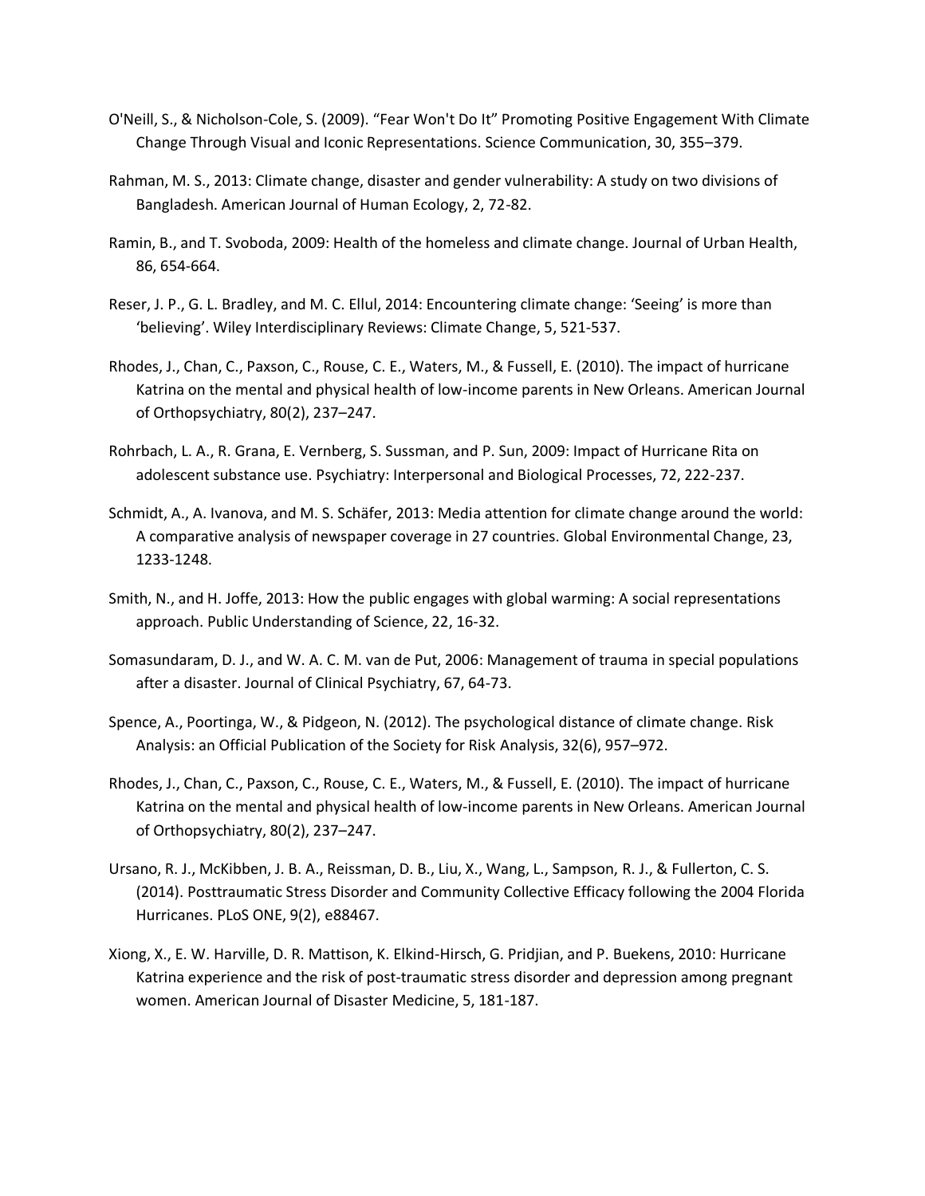O'Neill, S., & Nicholson-Cole, S. (2009). “Fear Won't Do It” Promoting Positive Engagement With Climate Change Through Visual and Iconic Representations. Science Communication, 30, 355–379.

Rahman, M. S., 2013: Climate change, disaster and gender vulnerability: A study on two divisions of Bangladesh. American Journal of Human Ecology, 2, 72-82.

Ramin, B., and T. Svoboda, 2009: Health of the homeless and climate change. Journal of Urban Health, 86, 654-664.

Reser, J. P., G. L. Bradley, and M. C. Ellul, 2014: Encountering climate change: ‘Seeing’ is more than ‘believing’. Wiley Interdisciplinary Reviews: Climate Change, 5, 521-537.

Rhodes, J., Chan, C., Paxson, C., Rouse, C. E., Waters, M., & Fussell, E. (2010). The impact of hurricane Katrina on the mental and physical health of low-income parents in New Orleans. American Journal of Orthopsychiatry, 80(2), 237–247.

Rohrbach, L. A., R. Grana, E. Vernberg, S. Sussman, and P. Sun, 2009: Impact of Hurricane Rita on adolescent substance use. Psychiatry: Interpersonal and Biological Processes, 72, 222-237.

Schmidt, A., A. Ivanova, and M. S. Schäfer, 2013: Media attention for climate change around the world: A comparative analysis of newspaper coverage in 27 countries. Global Environmental Change, 23, 1233-1248.

Smith, N., and H. Joffe, 2013: How the public engages with global warming: A social representations approach. Public Understanding of Science, 22, 16-32.

Somasundaram, D. J., and W. A. C. M. van de Put, 2006: Management of trauma in special populations after a disaster. Journal of Clinical Psychiatry, 67, 64-73.

Spence, A., Poortinga, W., & Pidgeon, N. (2012). The psychological distance of climate change. Risk Analysis: an Official Publication of the Society for Risk Analysis, 32(6), 957–972.

Rhodes, J., Chan, C., Paxson, C., Rouse, C. E., Waters, M., & Fussell, E. (2010). The impact of hurricane Katrina on the mental and physical health of low-income parents in New Orleans. American Journal of Orthopsychiatry, 80(2), 237–247.

Ursano, R. J., McKibben, J. B. A., Reissman, D. B., Liu, X., Wang, L., Sampson, R. J., & Fullerton, C. S. (2014). Posttraumatic Stress Disorder and Community Collective Efficacy following the 2004 Florida Hurricanes. PLoS ONE, 9(2), e88467.

Xiong, X., E. W. Harville, D. R. Mattison, K. Elkind-Hirsch, G. Pridjian, and P. Buekens, 2010: Hurricane Katrina experience and the risk of post-traumatic stress disorder and depression among pregnant women. American Journal of Disaster Medicine, 5, 181-187.